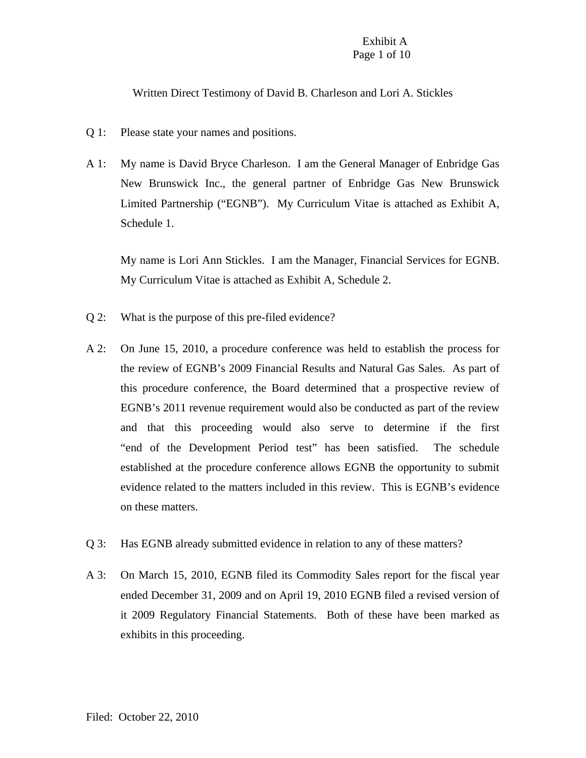Exhibit A

Written Direct Testimony of David B. Charleson and Lori A. Stickles

Q 1: Please state your names and positions.

A 1: My name is David Bryce Charleson. I am the General Manager of Enbridge Gas New Brunswick Inc., the general partner of Enbridge Gas New Brunswick Limited Partnership ("EGNB"). My Curriculum Vitae is attached as Exhibit A, Schedule 1.

My name is Lori Ann Stickles. I am the Manager, Financial Services for EGNB. My Curriculum Vitae is attached as Exhibit A, Schedule 2.

Q 2: What is the purpose of this pre-filed evidence?

A 2: On June 15, 2010, a procedure conference was held to establish the process for the review of EGNB's 2009 Financial Results and Natural Gas Sales. As part of this procedure conference, the Board determined that a prospective review of EGNB's 2011 revenue requirement would also be conducted as part of the review and that this proceeding would also serve to determine if the first "end of the Development Period test" has been satisfied. The schedule established at the procedure conference allows EGNB the opportunity to submit evidence related to the matters included in this review. This is EGNB's evidence on these matters.

Q 3: Has EGNB already submitted evidence in relation to any of these matters?

A 3: On March 15, 2010, EGNB filed its Commodity Sales report for the fiscal year ended December 31, 2009 and on April 19, 2010 EGNB filed a revised version of it 2009 Regulatory Financial Statements. Both of these have been marked as exhibits in this proceeding.

Filed: October 22, 2010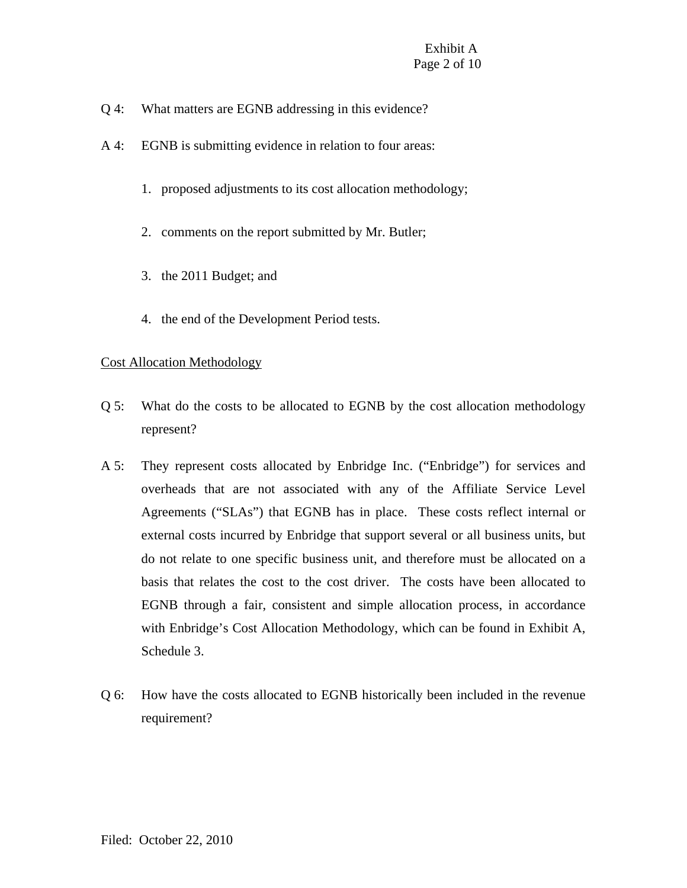Q 4: What matters are EGNB addressing in this evidence?

A 4: EGNB is submitting evidence in relation to four areas:

1. proposed adjustments to its cost allocation methodology;
2. comments on the report submitted by Mr. Butler;
3. the 2011 Budget; and
4. the end of the Development Period tests.

Cost Allocation Methodology

Q 5: What do the costs to be allocated to EGNB by the cost allocation methodology represent?

A 5: They represent costs allocated by Enbridge Inc. ("Enbridge") for services and overheads that are not associated with any of the Affiliate Service Level Agreements ("SLAs") that EGNB has in place. These costs reflect internal or external costs incurred by Enbridge that support several or all business units, but do not relate to one specific business unit, and therefore must be allocated on a basis that relates the cost to the cost driver. The costs have been allocated to EGNB through a fair, consistent and simple allocation process, in accordance with Enbridge's Cost Allocation Methodology, which can be found in Exhibit A, Schedule 3.

Q 6: How have the costs allocated to EGNB historically been included in the revenue requirement?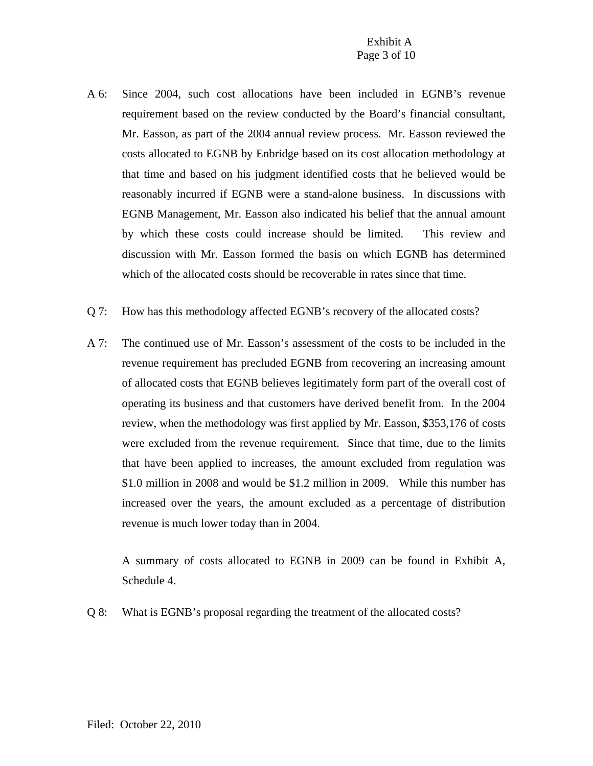A 6: Since 2004, such cost allocations have been included in EGNB's revenue requirement based on the review conducted by the Board's financial consultant, Mr. Easson, as part of the 2004 annual review process. Mr. Easson reviewed the costs allocated to EGNB by Enbridge based on its cost allocation methodology at that time and based on his judgment identified costs that he believed would be reasonably incurred if EGNB were a stand-alone business. In discussions with EGNB Management, Mr. Easson also indicated his belief that the annual amount by which these costs could increase should be limited. This review and discussion with Mr. Easson formed the basis on which EGNB has determined which of the allocated costs should be recoverable in rates since that time.

Q 7: How has this methodology affected EGNB's recovery of the allocated costs?

A 7: The continued use of Mr. Easson's assessment of the costs to be included in the revenue requirement has precluded EGNB from recovering an increasing amount of allocated costs that EGNB believes legitimately form part of the overall cost of operating its business and that customers have derived benefit from. In the 2004 review, when the methodology was first applied by Mr. Easson, $353,176 of costs were excluded from the revenue requirement. Since that time, due to the limits that have been applied to increases, the amount excluded from regulation was $1.0 million in 2008 and would be $1.2 million in 2009. While this number has increased over the years, the amount excluded as a percentage of distribution revenue is much lower today than in 2004.

A summary of costs allocated to EGNB in 2009 can be found in Exhibit A, Schedule 4.

Q 8: What is EGNB's proposal regarding the treatment of the allocated costs?

Filed: October 22, 2010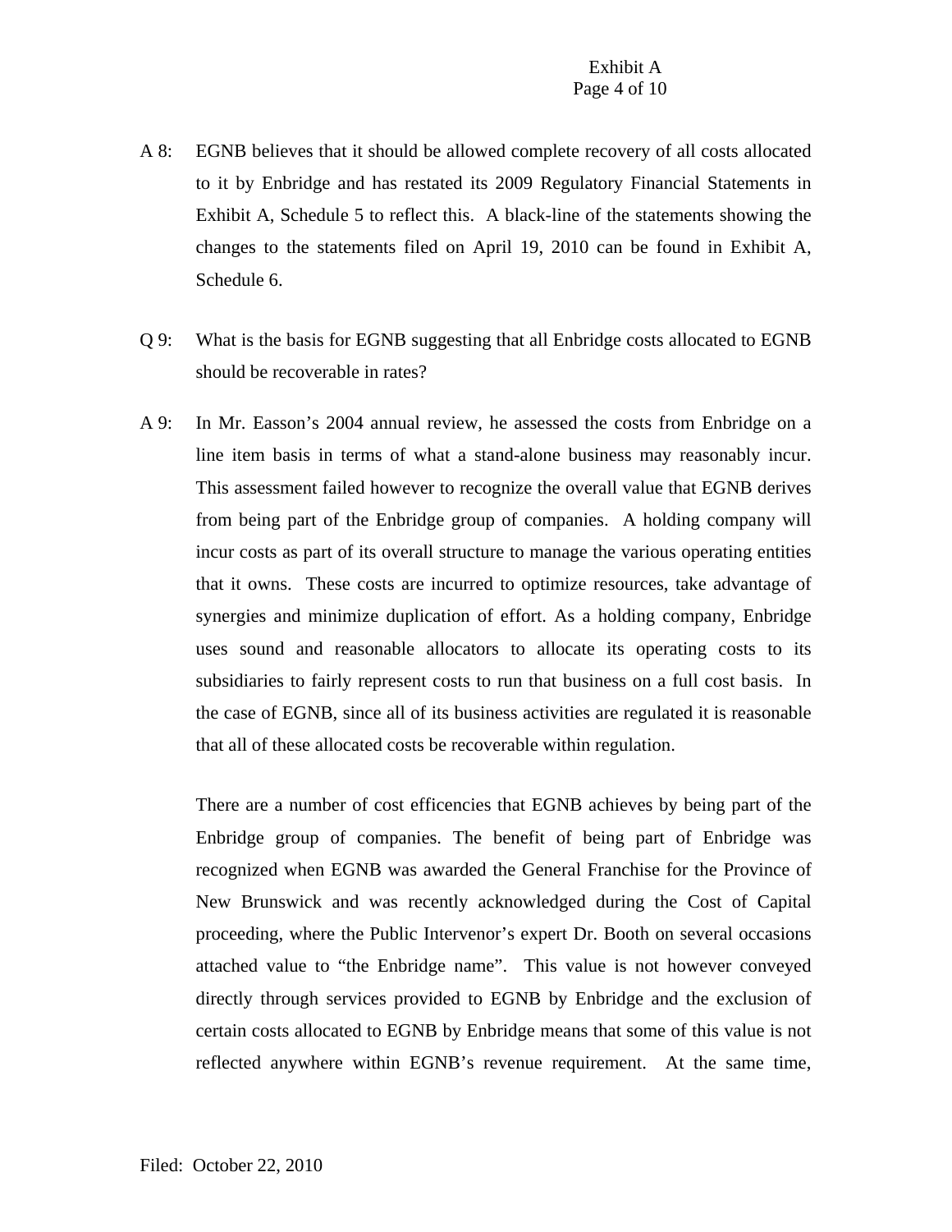A 8: EGNB believes that it should be allowed complete recovery of all costs allocated to it by Enbridge and has restated its 2009 Regulatory Financial Statements in Exhibit A, Schedule 5 to reflect this. A black-line of the statements showing the changes to the statements filed on April 19, 2010 can be found in Exhibit A, Schedule 6.

Q 9: What is the basis for EGNB suggesting that all Enbridge costs allocated to EGNB should be recoverable in rates?

A 9: In Mr. Easson's 2004 annual review, he assessed the costs from Enbridge on a line item basis in terms of what a stand-alone business may reasonably incur. This assessment failed however to recognize the overall value that EGNB derives from being part of the Enbridge group of companies. A holding company will incur costs as part of its overall structure to manage the various operating entities that it owns. These costs are incurred to optimize resources, take advantage of synergies and minimize duplication of effort. As a holding company, Enbridge uses sound and reasonable allocators to allocate its operating costs to its subsidiaries to fairly represent costs to run that business on a full cost basis. In the case of EGNB, since all of its business activities are regulated it is reasonable that all of these allocated costs be recoverable within regulation.

There are a number of cost efficencies that EGNB achieves by being part of the Enbridge group of companies. The benefit of being part of Enbridge was recognized when EGNB was awarded the General Franchise for the Province of New Brunswick and was recently acknowledged during the Cost of Capital proceeding, where the Public Intervenor's expert Dr. Booth on several occasions attached value to "the Enbridge name". This value is not however conveyed directly through services provided to EGNB by Enbridge and the exclusion of certain costs allocated to EGNB by Enbridge means that some of this value is not reflected anywhere within EGNB's revenue requirement. At the same time,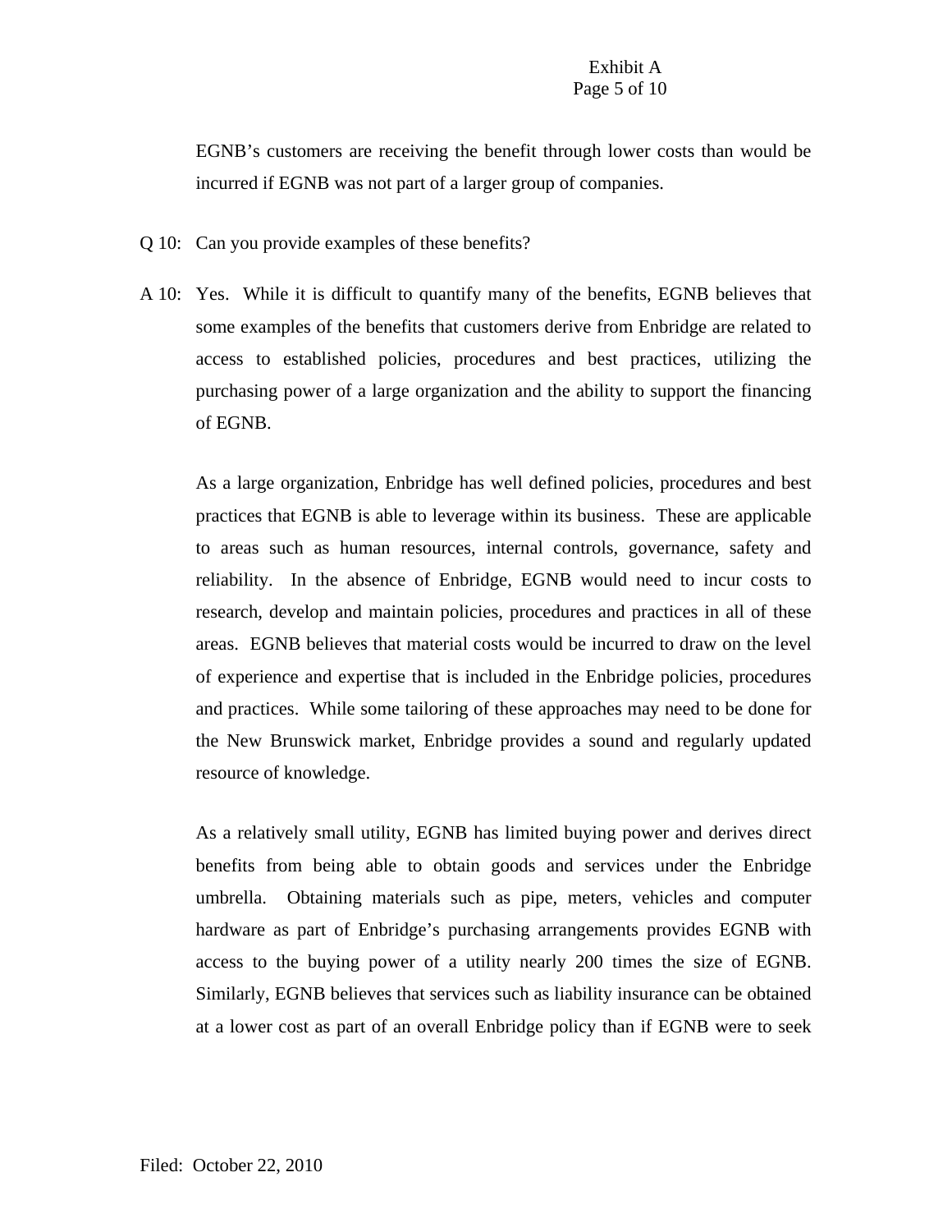EGNB's customers are receiving the benefit through lower costs than would be incurred if EGNB was not part of a larger group of companies.

Q 10: Can you provide examples of these benefits?

A 10: Yes. While it is difficult to quantify many of the benefits, EGNB believes that some examples of the benefits that customers derive from Enbridge are related to access to established policies, procedures and best practices, utilizing the purchasing power of a large organization and the ability to support the financing of EGNB.

As a large organization, Enbridge has well defined policies, procedures and best practices that EGNB is able to leverage within its business. These are applicable to areas such as human resources, internal controls, governance, safety and reliability. In the absence of Enbridge, EGNB would need to incur costs to research, develop and maintain policies, procedures and practices in all of these areas. EGNB believes that material costs would be incurred to draw on the level of experience and expertise that is included in the Enbridge policies, procedures and practices. While some tailoring of these approaches may need to be done for the New Brunswick market, Enbridge provides a sound and regularly updated resource of knowledge.

As a relatively small utility, EGNB has limited buying power and derives direct benefits from being able to obtain goods and services under the Enbridge umbrella. Obtaining materials such as pipe, meters, vehicles and computer hardware as part of Enbridge's purchasing arrangements provides EGNB with access to the buying power of a utility nearly 200 times the size of EGNB. Similarly, EGNB believes that services such as liability insurance can be obtained at a lower cost as part of an overall Enbridge policy than if EGNB were to seek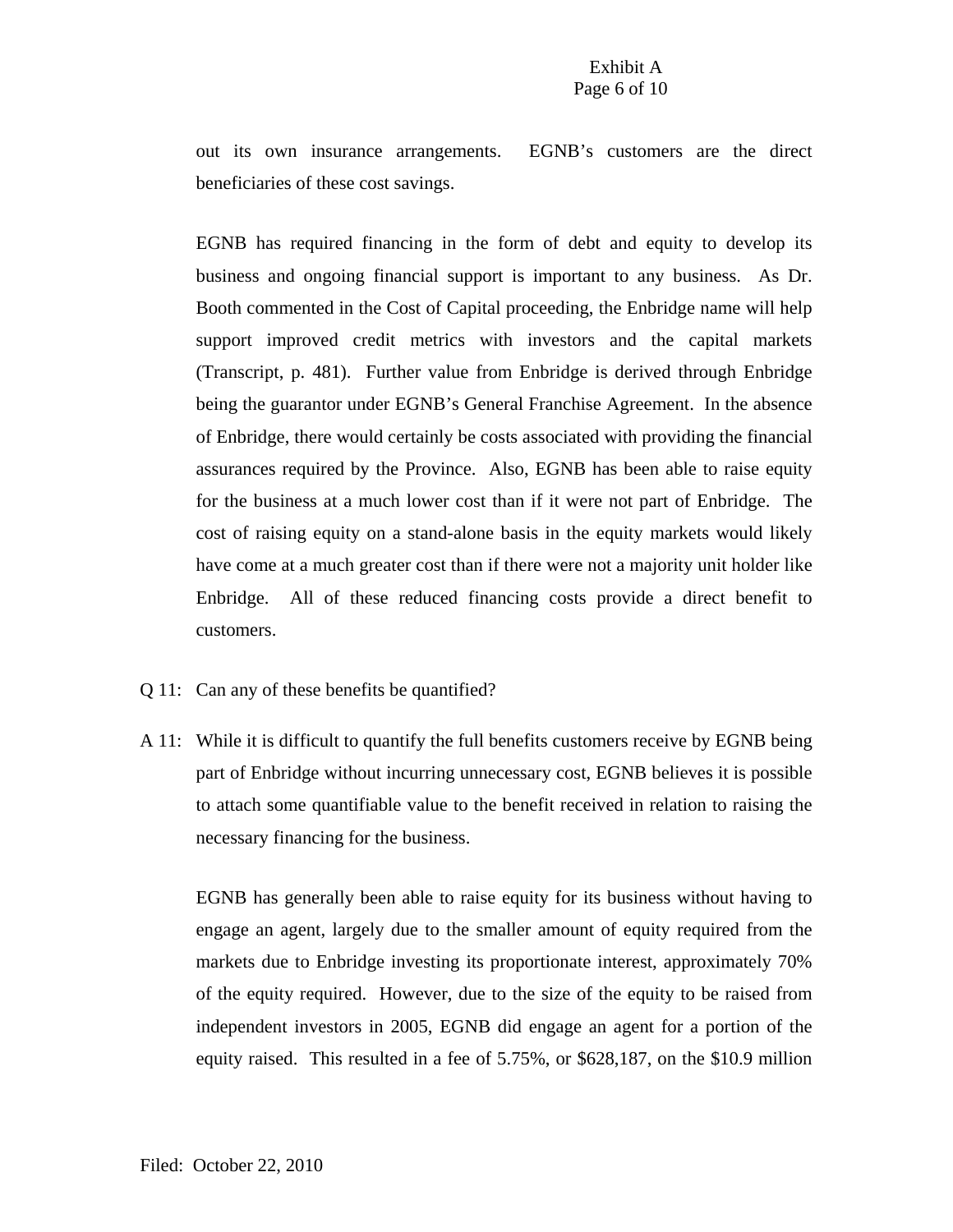out its own insurance arrangements. EGNB's customers are the direct beneficiaries of these cost savings.

EGNB has required financing in the form of debt and equity to develop its business and ongoing financial support is important to any business. As Dr. Booth commented in the Cost of Capital proceeding, the Enbridge name will help support improved credit metrics with investors and the capital markets (Transcript, p. 481). Further value from Enbridge is derived through Enbridge being the guarantor under EGNB's General Franchise Agreement. In the absence of Enbridge, there would certainly be costs associated with providing the financial assurances required by the Province. Also, EGNB has been able to raise equity for the business at a much lower cost than if it were not part of Enbridge. The cost of raising equity on a stand-alone basis in the equity markets would likely have come at a much greater cost than if there were not a majority unit holder like Enbridge. All of these reduced financing costs provide a direct benefit to customers.

Q 11: Can any of these benefits be quantified?

A 11: While it is difficult to quantify the full benefits customers receive by EGNB being part of Enbridge without incurring unnecessary cost, EGNB believes it is possible to attach some quantifiable value to the benefit received in relation to raising the necessary financing for the business.

EGNB has generally been able to raise equity for its business without having to engage an agent, largely due to the smaller amount of equity required from the markets due to Enbridge investing its proportionate interest, approximately 70% of the equity required. However, due to the size of the equity to be raised from independent investors in 2005, EGNB did engage an agent for a portion of the equity raised. This resulted in a fee of 5.75%, or $628,187, on the $10.9 million

Filed: October 22, 2010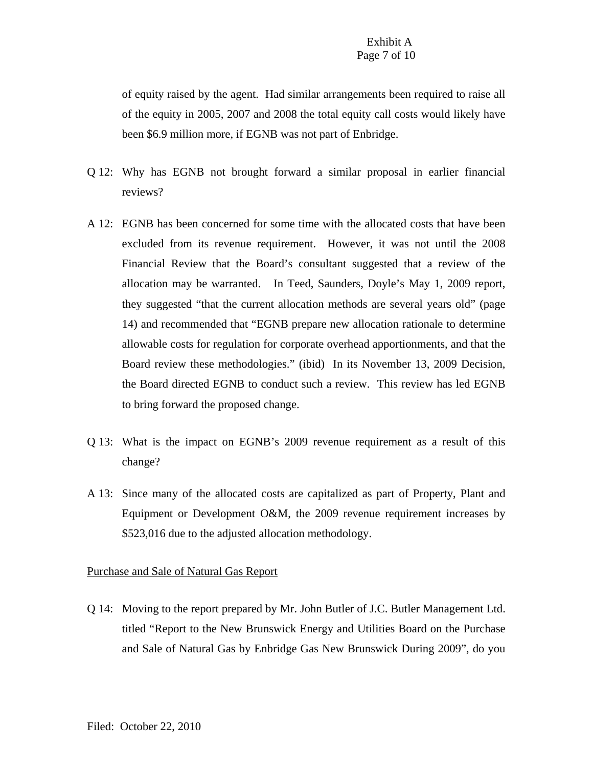of equity raised by the agent. Had similar arrangements been required to raise all of the equity in 2005, 2007 and 2008 the total equity call costs would likely have been $6.9 million more, if EGNB was not part of Enbridge.

Q 12: Why has EGNB not brought forward a similar proposal in earlier financial reviews?

A 12: EGNB has been concerned for some time with the allocated costs that have been excluded from its revenue requirement. However, it was not until the 2008 Financial Review that the Board's consultant suggested that a review of the allocation may be warranted. In Teed, Saunders, Doyle's May 1, 2009 report, they suggested "that the current allocation methods are several years old" (page 14) and recommended that "EGNB prepare new allocation rationale to determine allowable costs for regulation for corporate overhead apportionments, and that the Board review these methodologies." (ibid) In its November 13, 2009 Decision, the Board directed EGNB to conduct such a review. This review has led EGNB to bring forward the proposed change.

Q 13: What is the impact on EGNB's 2009 revenue requirement as a result of this change?

A 13: Since many of the allocated costs are capitalized as part of Property, Plant and Equipment or Development O&M, the 2009 revenue requirement increases by $523,016 due to the adjusted allocation methodology.

<u>Purchase and Sale of Natural Gas Report</u>

Q 14: Moving to the report prepared by Mr. John Butler of J.C. Butler Management Ltd. titled "Report to the New Brunswick Energy and Utilities Board on the Purchase and Sale of Natural Gas by Enbridge Gas New Brunswick During 2009", do you

Filed: October 22, 2010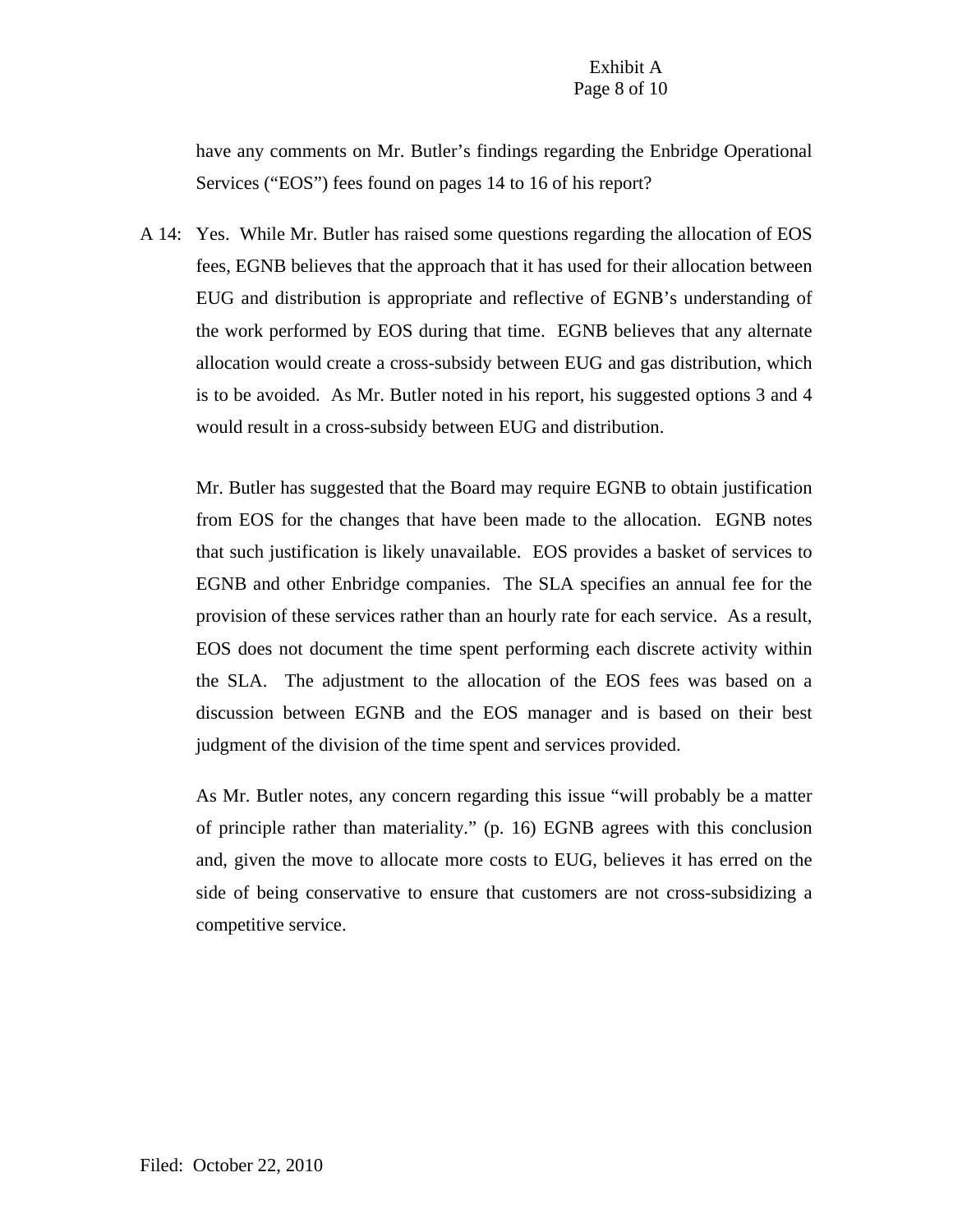have any comments on Mr. Butler's findings regarding the Enbridge Operational Services ("EOS") fees found on pages 14 to 16 of his report?

A 14: Yes. While Mr. Butler has raised some questions regarding the allocation of EOS fees, EGNB believes that the approach that it has used for their allocation between EUG and distribution is appropriate and reflective of EGNB's understanding of the work performed by EOS during that time. EGNB believes that any alternate allocation would create a cross-subsidy between EUG and gas distribution, which is to be avoided. As Mr. Butler noted in his report, his suggested options 3 and 4 would result in a cross-subsidy between EUG and distribution.

Mr. Butler has suggested that the Board may require EGNB to obtain justification from EOS for the changes that have been made to the allocation. EGNB notes that such justification is likely unavailable. EOS provides a basket of services to EGNB and other Enbridge companies. The SLA specifies an annual fee for the provision of these services rather than an hourly rate for each service. As a result, EOS does not document the time spent performing each discrete activity within the SLA. The adjustment to the allocation of the EOS fees was based on a discussion between EGNB and the EOS manager and is based on their best judgment of the division of the time spent and services provided.

As Mr. Butler notes, any concern regarding this issue "will probably be a matter of principle rather than materiality." (p. 16) EGNB agrees with this conclusion and, given the move to allocate more costs to EUG, believes it has erred on the side of being conservative to ensure that customers are not cross-subsidizing a competitive service.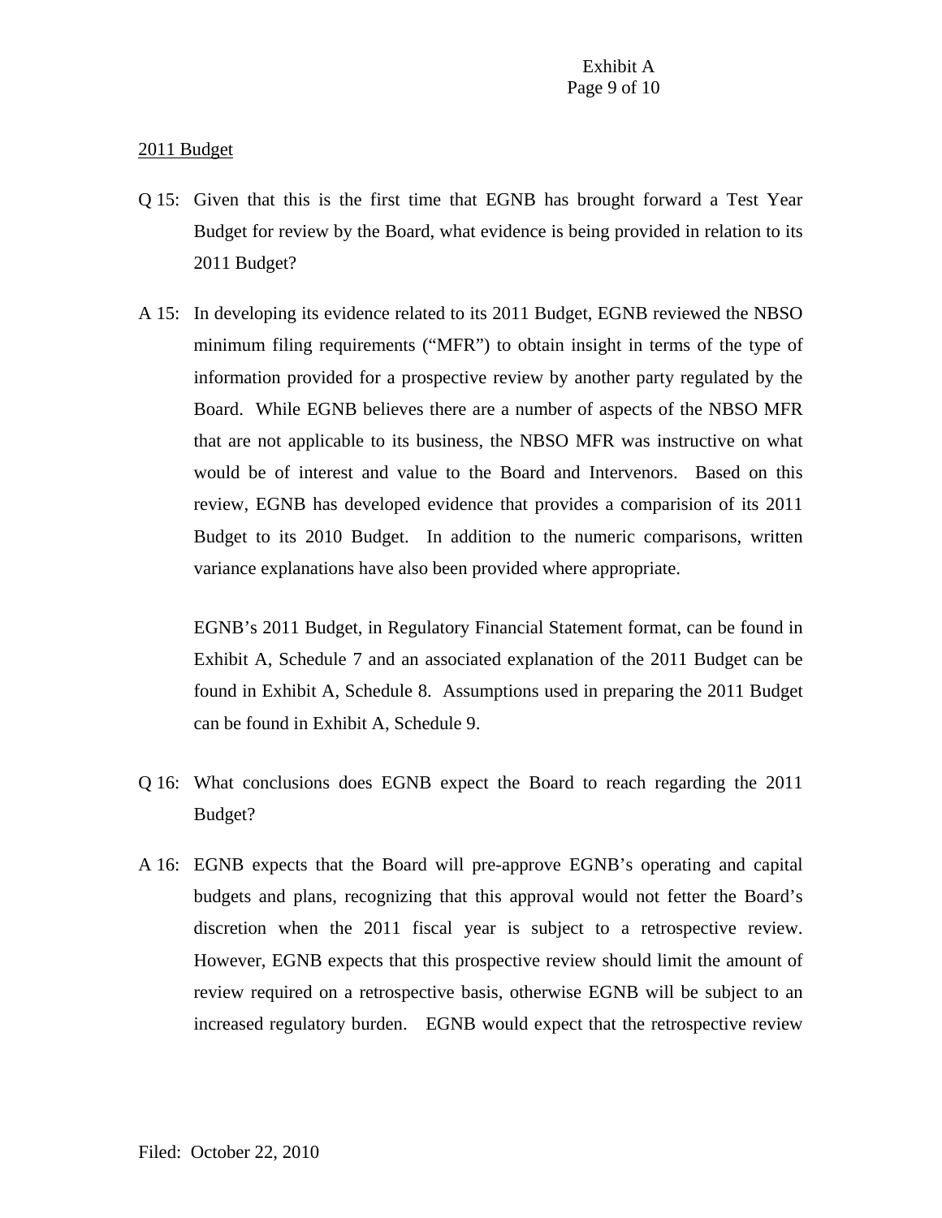<u>2011 Budget</u>

Q 15: Given that this is the first time that EGNB has brought forward a Test Year Budget for review by the Board, what evidence is being provided in relation to its 2011 Budget?

A 15: In developing its evidence related to its 2011 Budget, EGNB reviewed the NBSO minimum filing requirements ("MFR") to obtain insight in terms of the type of information provided for a prospective review by another party regulated by the Board. While EGNB believes there are a number of aspects of the NBSO MFR that are not applicable to its business, the NBSO MFR was instructive on what would be of interest and value to the Board and Intervenors. Based on this review, EGNB has developed evidence that provides a comparision of its 2011 Budget to its 2010 Budget. In addition to the numeric comparisons, written variance explanations have also been provided where appropriate.

EGNB's 2011 Budget, in Regulatory Financial Statement format, can be found in Exhibit A, Schedule 7 and an associated explanation of the 2011 Budget can be found in Exhibit A, Schedule 8. Assumptions used in preparing the 2011 Budget can be found in Exhibit A, Schedule 9.

Q 16: What conclusions does EGNB expect the Board to reach regarding the 2011 Budget?

A 16: EGNB expects that the Board will pre-approve EGNB's operating and capital budgets and plans, recognizing that this approval would not fetter the Board's discretion when the 2011 fiscal year is subject to a retrospective review. However, EGNB expects that this prospective review should limit the amount of review required on a retrospective basis, otherwise EGNB will be subject to an increased regulatory burden. EGNB would expect that the retrospective review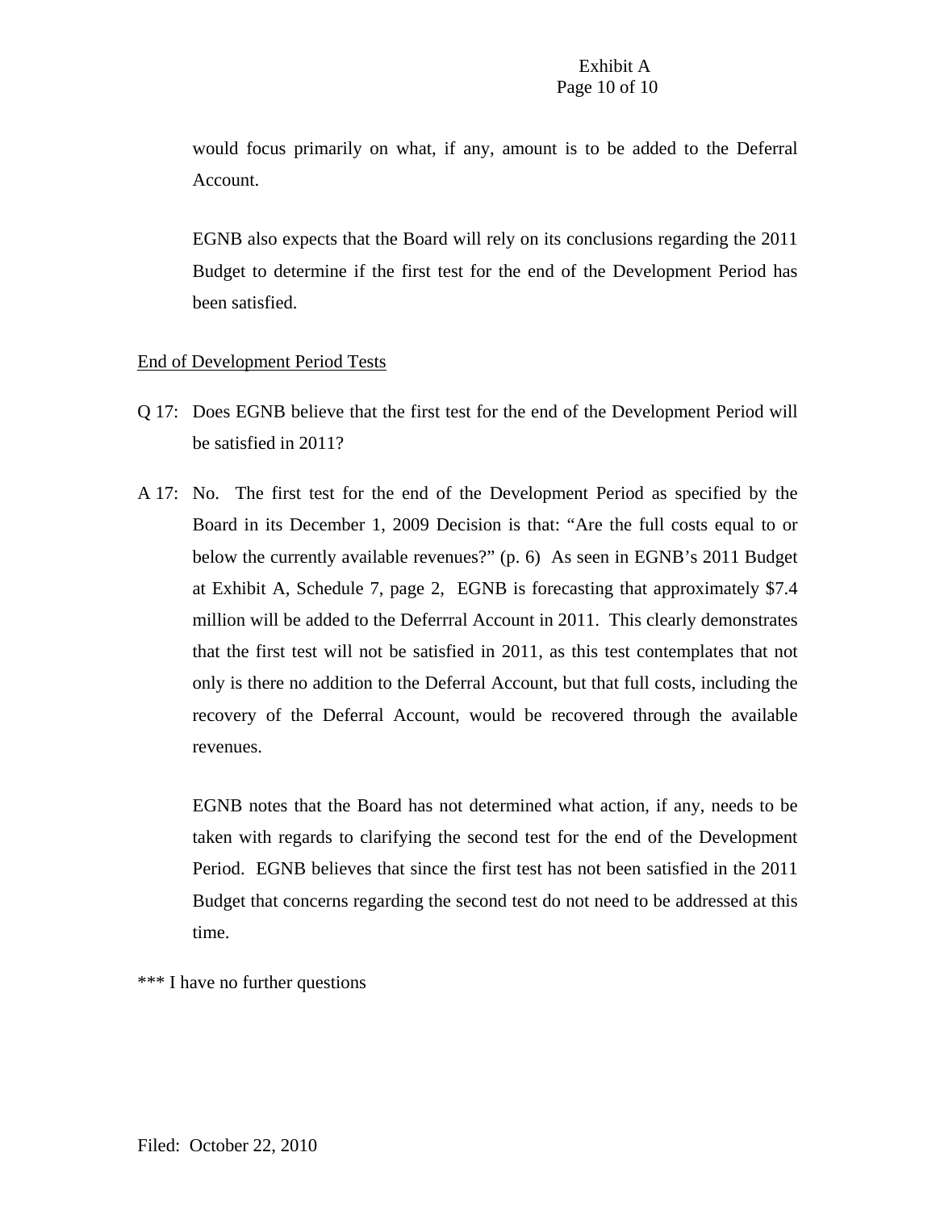would focus primarily on what, if any, amount is to be added to the Deferral Account.

EGNB also expects that the Board will rely on its conclusions regarding the 2011 Budget to determine if the first test for the end of the Development Period has been satisfied.

<u>End of Development Period Tests</u>

Q 17: Does EGNB believe that the first test for the end of the Development Period will be satisfied in 2011?

A 17: No. The first test for the end of the Development Period as specified by the Board in its December 1, 2009 Decision is that: "Are the full costs equal to or below the currently available revenues?" (p. 6) As seen in EGNB's 2011 Budget at Exhibit A, Schedule 7, page 2, EGNB is forecasting that approximately $7.4 million will be added to the Deferrral Account in 2011. This clearly demonstrates that the first test will not be satisfied in 2011, as this test contemplates that not only is there no addition to the Deferral Account, but that full costs, including the recovery of the Deferral Account, would be recovered through the available revenues.

EGNB notes that the Board has not determined what action, if any, needs to be taken with regards to clarifying the second test for the end of the Development Period. EGNB believes that since the first test has not been satisfied in the 2011 Budget that concerns regarding the second test do not need to be addressed at this time.

*** I have no further questions